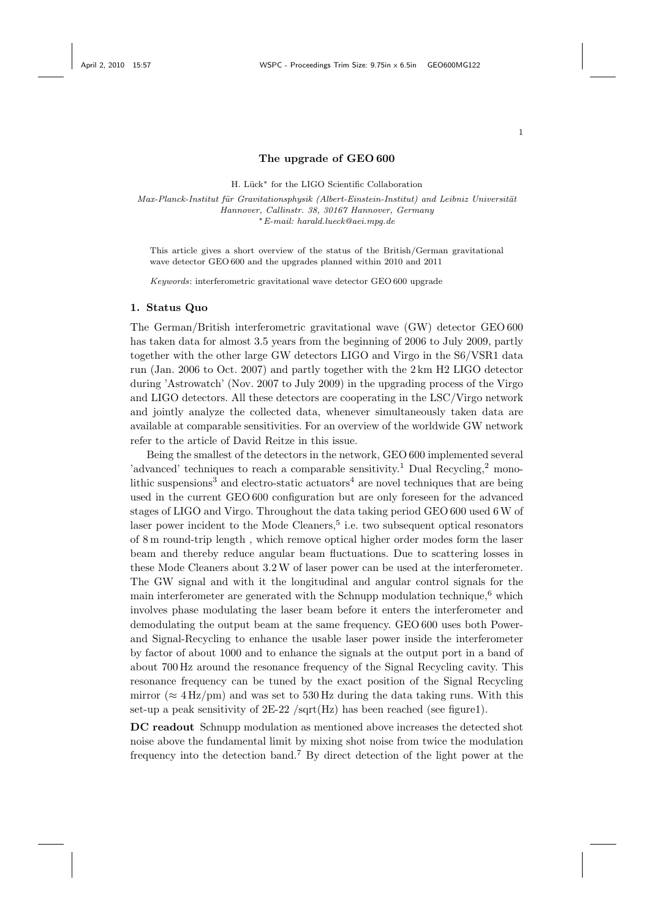# The upgrade of GEO 600

H. Lück* for the LIGO Scientific Collaboration

*Max-Planck-Institut für Gravitationsphysik (Albert-Einstein-Institut) and Leibniz Universität Hannover, Callinstr. 38, 30167 Hannover, Germany*
*\*E-mail: harald.lueck@aei.mpg.de*

This article gives a short overview of the status of the British/German gravitational wave detector GEO 600 and the upgrades planned within 2010 and 2011

*Keywords*: interferometric gravitational wave detector GEO 600 upgrade

## 1. Status Quo

The German/British interferometric gravitational wave (GW) detector GEO 600 has taken data for almost 3.5 years from the beginning of 2006 to July 2009, partly together with the other large GW detectors LIGO and Virgo in the S6/VSR1 data run (Jan. 2006 to Oct. 2007) and partly together with the 2 km H2 LIGO detector during 'Astrowatch' (Nov. 2007 to July 2009) in the upgrading process of the Virgo and LIGO detectors. All these detectors are cooperating in the LSC/Virgo network and jointly analyze the collected data, whenever simultaneously taken data are available at comparable sensitivities. For an overview of the worldwide GW network refer to the article of David Reitze in this issue.

Being the smallest of the detectors in the network, GEO 600 implemented several 'advanced' techniques to reach a comparable sensitivity.[1] Dual Recycling,[2] monolithic suspensions[3] and electro-static actuators[4] are novel techniques that are being used in the current GEO 600 configuration but are only foreseen for the advanced stages of LIGO and Virgo. Throughout the data taking period GEO 600 used 6 W of laser power incident to the Mode Cleaners,[5] i.e. two subsequent optical resonators of 8 m round-trip length , which remove optical higher order modes form the laser beam and thereby reduce angular beam fluctuations. Due to scattering losses in these Mode Cleaners about 3.2 W of laser power can be used at the interferometer. The GW signal and with it the longitudinal and angular control signals for the main interferometer are generated with the Schnupp modulation technique,[6] which involves phase modulating the laser beam before it enters the interferometer and demodulating the output beam at the same frequency. GEO 600 uses both Power- and Signal-Recycling to enhance the usable laser power inside the interferometer by factor of about 1000 and to enhance the signals at the output port in a band of about 700 Hz around the resonance frequency of the Signal Recycling cavity. This resonance frequency can be tuned by the exact position of the Signal Recycling mirror ($\approx 4\,\mathrm{Hz/pm}$) and was set to 530 Hz during the data taking runs. With this set-up a peak sensitivity of 2E-22 /sqrt(Hz) has been reached (see figure1).

**DC readout** Schnupp modulation as mentioned above increases the detected shot noise above the fundamental limit by mixing shot noise from twice the modulation frequency into the detection band.[7] By direct detection of the light power at the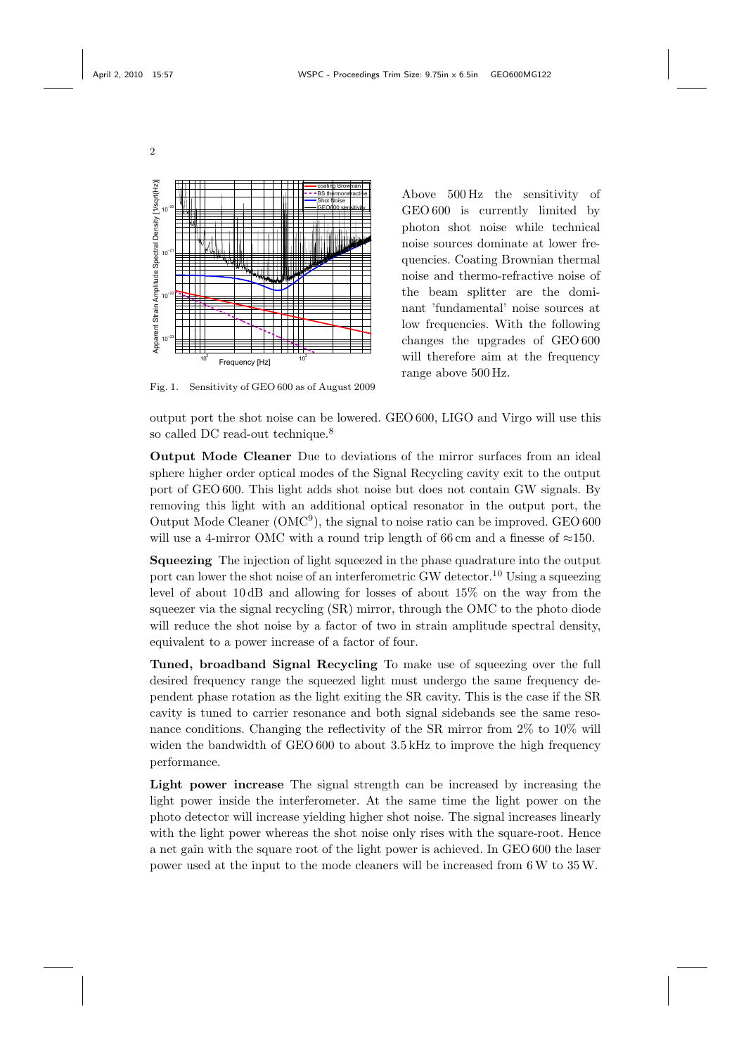Above 500 Hz the sensitivity of GEO 600 is currently limited by photon shot noise while technical noise sources dominate at lower frequencies. Coating Brownian thermal noise and thermo-refractive noise of the beam splitter are the dominant 'fundamental' noise sources at low frequencies. With the following changes the upgrades of GEO 600 will therefore aim at the frequency range above 500 Hz.

Fig. 1. Sensitivity of GEO 600 as of August 2009

output port the shot noise can be lowered. GEO 600, LIGO and Virgo will use this so called DC read-out technique.[8]

**Output Mode Cleaner** Due to deviations of the mirror surfaces from an ideal sphere higher order optical modes of the Signal Recycling cavity exit to the output port of GEO 600. This light adds shot noise but does not contain GW signals. By removing this light with an additional optical resonator in the output port, the Output Mode Cleaner (OMC[9]), the signal to noise ratio can be improved. GEO 600 will use a 4-mirror OMC with a round trip length of 66 cm and a finesse of $\approx$150.

**Squeezing** The injection of light squeezed in the phase quadrature into the output port can lower the shot noise of an interferometric GW detector.[10] Using a squeezing level of about 10 dB and allowing for losses of about 15% on the way from the squeezer via the signal recycling (SR) mirror, through the OMC to the photo diode will reduce the shot noise by a factor of two in strain amplitude spectral density, equivalent to a power increase of a factor of four.

**Tuned, broadband Signal Recycling** To make use of squeezing over the full desired frequency range the squeezed light must undergo the same frequency dependent phase rotation as the light exiting the SR cavity. This is the case if the SR cavity is tuned to carrier resonance and both signal sidebands see the same resonance conditions. Changing the reflectivity of the SR mirror from 2% to 10% will widen the bandwidth of GEO 600 to about 3.5 kHz to improve the high frequency performance.

**Light power increase** The signal strength can be increased by increasing the light power inside the interferometer. At the same time the light power on the photo detector will increase yielding higher shot noise. The signal increases linearly with the light power whereas the shot noise only rises with the square-root. Hence a net gain with the square root of the light power is achieved. In GEO 600 the laser power used at the input to the mode cleaners will be increased from 6 W to 35 W.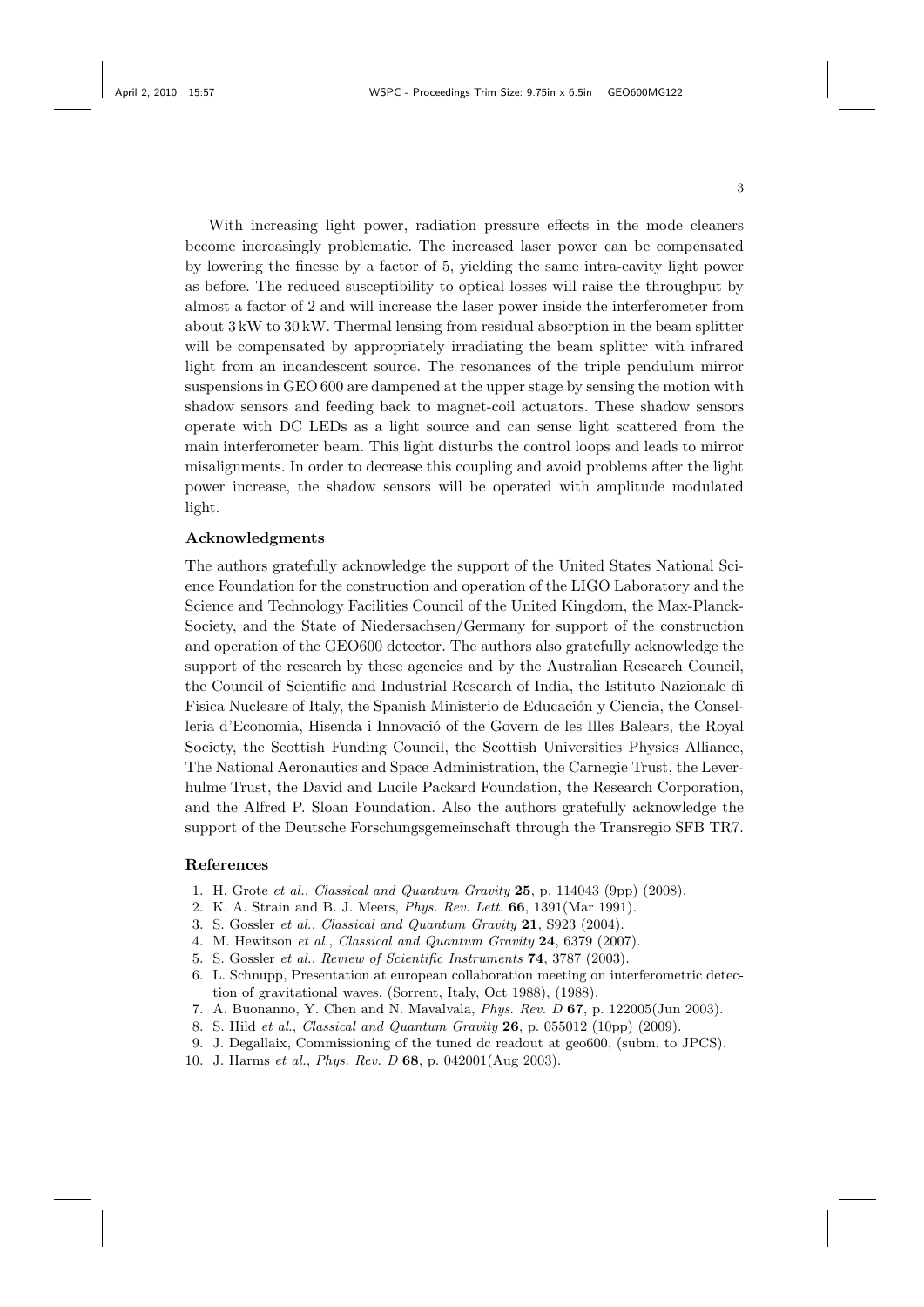With increasing light power, radiation pressure effects in the mode cleaners become increasingly problematic. The increased laser power can be compensated by lowering the finesse by a factor of 5, yielding the same intra-cavity light power as before. The reduced susceptibility to optical losses will raise the throughput by almost a factor of 2 and will increase the laser power inside the interferometer from about 3 kW to 30 kW. Thermal lensing from residual absorption in the beam splitter will be compensated by appropriately irradiating the beam splitter with infrared light from an incandescent source. The resonances of the triple pendulum mirror suspensions in GEO 600 are dampened at the upper stage by sensing the motion with shadow sensors and feeding back to magnet-coil actuators. These shadow sensors operate with DC LEDs as a light source and can sense light scattered from the main interferometer beam. This light disturbs the control loops and leads to mirror misalignments. In order to decrease this coupling and avoid problems after the light power increase, the shadow sensors will be operated with amplitude modulated light.

### Acknowledgments

The authors gratefully acknowledge the support of the United States National Science Foundation for the construction and operation of the LIGO Laboratory and the Science and Technology Facilities Council of the United Kingdom, the Max-Planck-Society, and the State of Niedersachsen/Germany for support of the construction and operation of the GEO600 detector. The authors also gratefully acknowledge the support of the research by these agencies and by the Australian Research Council, the Council of Scientific and Industrial Research of India, the Istituto Nazionale di Fisica Nucleare of Italy, the Spanish Ministerio de Educación y Ciencia, the Conselleria d'Economia, Hisenda i Innovació of the Govern de les Illes Balears, the Royal Society, the Scottish Funding Council, the Scottish Universities Physics Alliance, The National Aeronautics and Space Administration, the Carnegie Trust, the Leverhulme Trust, the David and Lucile Packard Foundation, the Research Corporation, and the Alfred P. Sloan Foundation. Also the authors gratefully acknowledge the support of the Deutsche Forschungsgemeinschaft through the Transregio SFB TR7.

### References

1. H. Grote *et al.*, *Classical and Quantum Gravity* **25**, p. 114043 (9pp) (2008).
2. K. A. Strain and B. J. Meers, *Phys. Rev. Lett.* **66**, 1391(Mar 1991).
3. S. Gossler *et al.*, *Classical and Quantum Gravity* **21**, S923 (2004).
4. M. Hewitson *et al.*, *Classical and Quantum Gravity* **24**, 6379 (2007).
5. S. Gossler *et al.*, *Review of Scientific Instruments* **74**, 3787 (2003).
6. L. Schnupp, Presentation at european collaboration meeting on interferometric detection of gravitational waves, (Sorrent, Italy, Oct 1988), (1988).
7. A. Buonanno, Y. Chen and N. Mavalvala, *Phys. Rev. D* **67**, p. 122005(Jun 2003).
8. S. Hild *et al.*, *Classical and Quantum Gravity* **26**, p. 055012 (10pp) (2009).
9. J. Degallaix, Commissioning of the tuned dc readout at geo600, (subm. to JPCS).
10. J. Harms *et al.*, *Phys. Rev. D* **68**, p. 042001(Aug 2003).